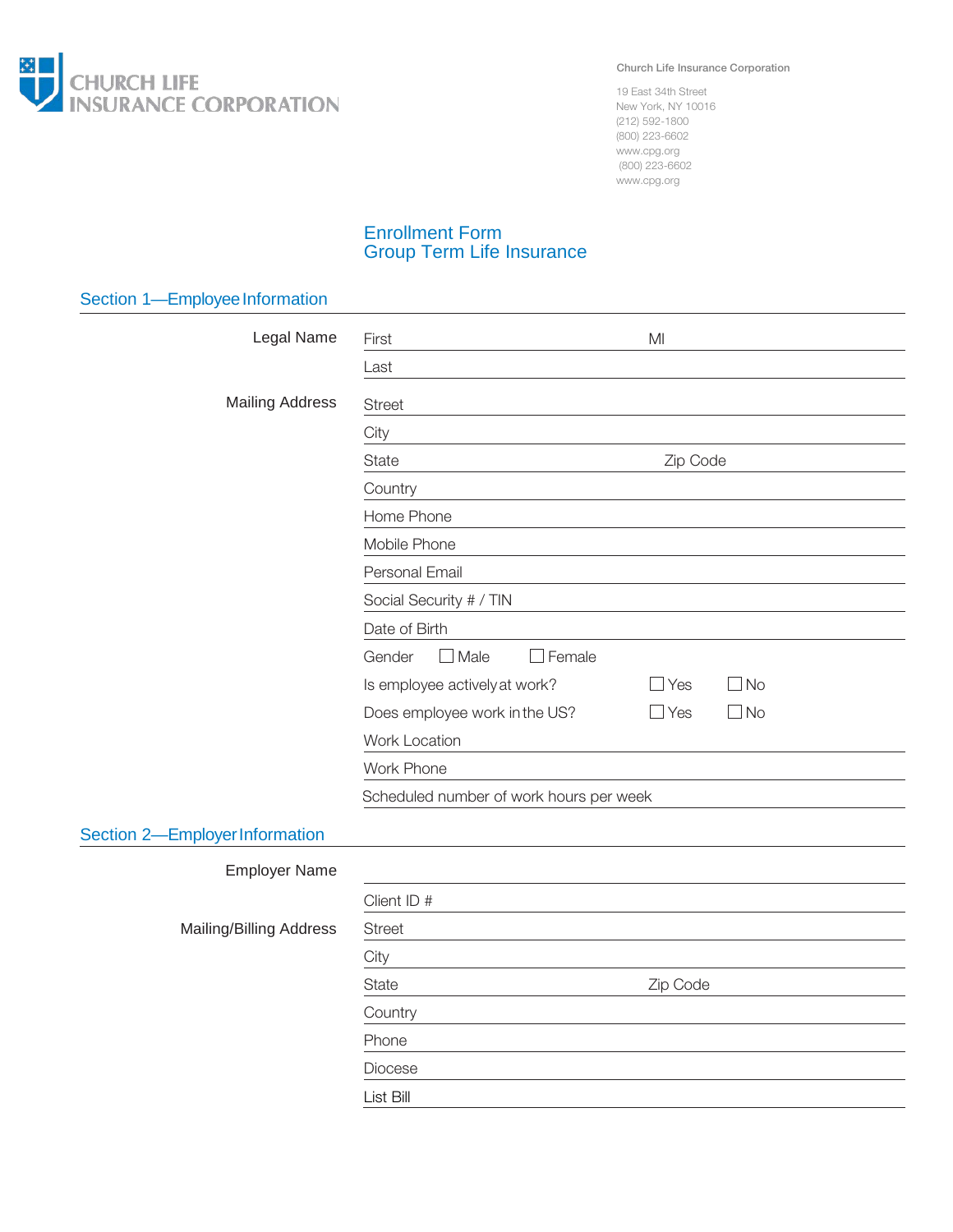CHURCH LIFE INSURANCE CORPORATION

Church Life Insurance Corporation

19 East 34th Street
New York, NY 10016
(212) 592-1800
(800) 223-6602
www.cpg.org
(800) 223-6602
www.cpg.org

# Enrollment Form
# Group Term Life Insurance

## Section 1—Employee Information

**Legal Name**

First \_\_\_\_\_\_\_\_\_\_\_\_\_\_\_\_\_\_\_\_ MI \_\_\_\_\_\_\_\_

Last \_\_\_\_\_\_\_\_\_\_\_\_\_\_\_\_\_\_\_\_

**Mailing Address**

Street \_\_\_\_\_\_\_\_\_\_\_\_\_\_\_\_\_\_\_\_

City \_\_\_\_\_\_\_\_\_\_\_\_\_\_\_\_\_\_\_\_

State \_\_\_\_\_\_\_\_\_\_\_\_\_\_\_\_\_\_\_\_ Zip Code \_\_\_\_\_\_\_\_

Country \_\_\_\_\_\_\_\_\_\_\_\_\_\_\_\_\_\_\_\_

Home Phone \_\_\_\_\_\_\_\_\_\_\_\_\_\_\_\_\_\_\_\_

Mobile Phone \_\_\_\_\_\_\_\_\_\_\_\_\_\_\_\_\_\_\_\_

Personal Email \_\_\_\_\_\_\_\_\_\_\_\_\_\_\_\_\_\_\_\_

Social Security # / TIN \_\_\_\_\_\_\_\_\_\_\_\_\_\_\_\_\_\_\_\_

Date of Birth \_\_\_\_\_\_\_\_\_\_\_\_\_\_\_\_\_\_\_\_

Gender ☐ Male ☐ Female

Is employee actively at work? ☐ Yes ☐ No

Does employee work in the US? ☐ Yes ☐ No

Work Location \_\_\_\_\_\_\_\_\_\_\_\_\_\_\_\_\_\_\_\_

Work Phone \_\_\_\_\_\_\_\_\_\_\_\_\_\_\_\_\_\_\_\_

Scheduled number of work hours per week \_\_\_\_\_\_\_\_\_\_\_\_\_\_\_\_\_\_\_\_

## Section 2—Employer Information

**Employer Name** \_\_\_\_\_\_\_\_\_\_\_\_\_\_\_\_\_\_\_\_

Client ID # \_\_\_\_\_\_\_\_\_\_\_\_\_\_\_\_\_\_\_\_

**Mailing/Billing Address**

Street \_\_\_\_\_\_\_\_\_\_\_\_\_\_\_\_\_\_\_\_

City \_\_\_\_\_\_\_\_\_\_\_\_\_\_\_\_\_\_\_\_

State \_\_\_\_\_\_\_\_\_\_\_\_\_\_\_\_\_\_\_\_ Zip Code \_\_\_\_\_\_\_\_

Country \_\_\_\_\_\_\_\_\_\_\_\_\_\_\_\_\_\_\_\_

Phone \_\_\_\_\_\_\_\_\_\_\_\_\_\_\_\_\_\_\_\_

Diocese \_\_\_\_\_\_\_\_\_\_\_\_\_\_\_\_\_\_\_\_

List Bill \_\_\_\_\_\_\_\_\_\_\_\_\_\_\_\_\_\_\_\_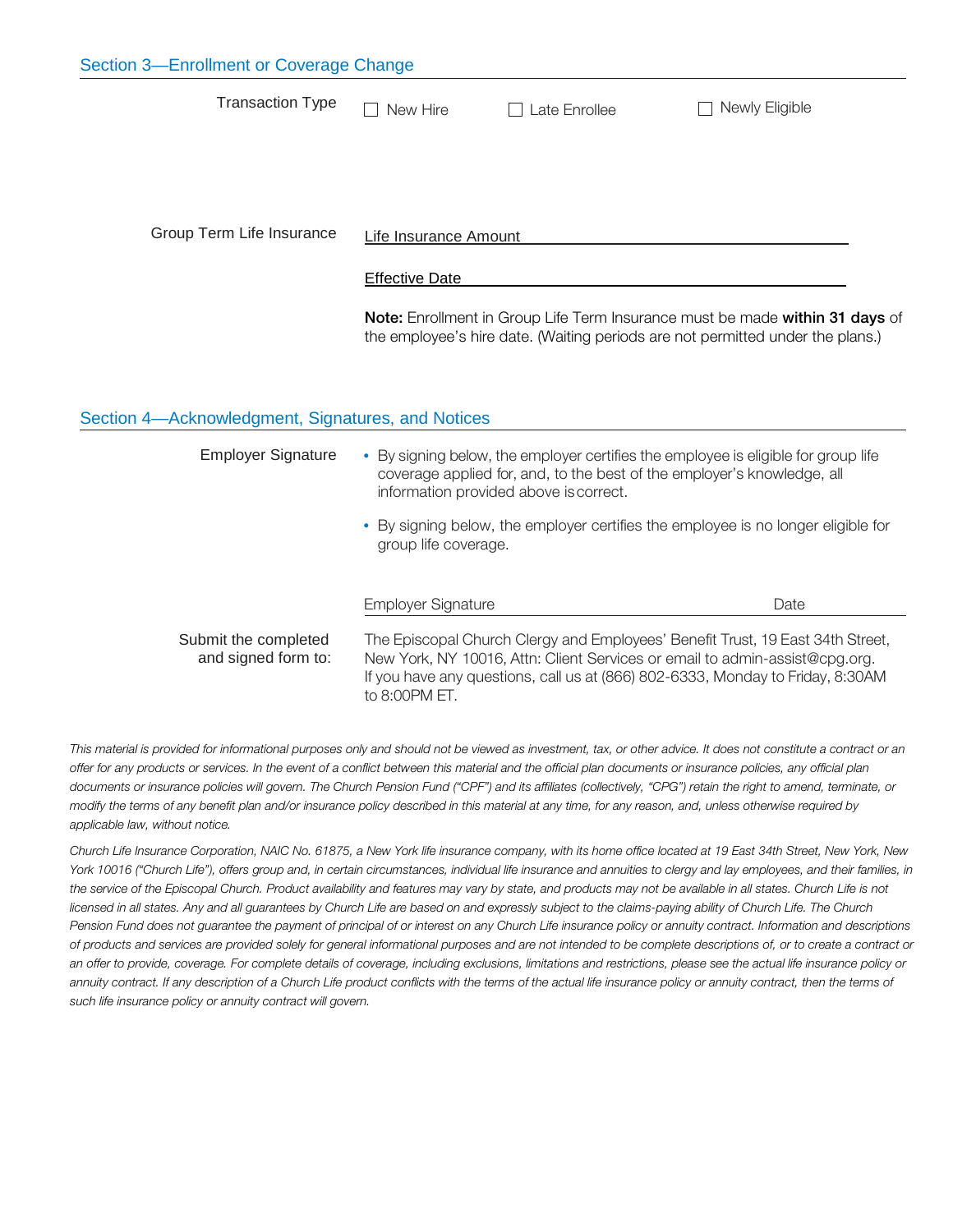## Section 3—Enrollment or Coverage Change

**Transaction Type**

☐ New Hire ☐ Late Enrollee ☐ Newly Eligible

**Group Term Life Insurance**

Life Insurance Amount ______________________________

Effective Date ______________________________

**Note:** Enrollment in Group Life Term Insurance must be made **within 31 days** of the employee's hire date. (Waiting periods are not permitted under the plans.)

## Section 4—Acknowledgment, Signatures, and Notices

**Employer Signature**

- By signing below, the employer certifies the employee is eligible for group life coverage applied for, and, to the best of the employer's knowledge, all information provided above is correct.
- By signing below, the employer certifies the employee is no longer eligible for group life coverage.

Employer Signature ______________________________ Date ____________

**Submit the completed and signed form to:**

The Episcopal Church Clergy and Employees' Benefit Trust, 19 East 34th Street, New York, NY 10016, Attn: Client Services or email to admin-assist@cpg.org. If you have any questions, call us at (866) 802-6333, Monday to Friday, 8:30AM to 8:00PM ET.

*This material is provided for informational purposes only and should not be viewed as investment, tax, or other advice. It does not constitute a contract or an offer for any products or services. In the event of a conflict between this material and the official plan documents or insurance policies, any official plan documents or insurance policies will govern. The Church Pension Fund ("CPF") and its affiliates (collectively, "CPG") retain the right to amend, terminate, or modify the terms of any benefit plan and/or insurance policy described in this material at any time, for any reason, and, unless otherwise required by applicable law, without notice.*

*Church Life Insurance Corporation, NAIC No. 61875, a New York life insurance company, with its home office located at 19 East 34th Street, New York, New York 10016 ("Church Life"), offers group and, in certain circumstances, individual life insurance and annuities to clergy and lay employees, and their families, in the service of the Episcopal Church. Product availability and features may vary by state, and products may not be available in all states. Church Life is not licensed in all states. Any and all guarantees by Church Life are based on and expressly subject to the claims-paying ability of Church Life. The Church Pension Fund does not guarantee the payment of principal of or interest on any Church Life insurance policy or annuity contract. Information and descriptions of products and services are provided solely for general informational purposes and are not intended to be complete descriptions of, or to create a contract or an offer to provide, coverage. For complete details of coverage, including exclusions, limitations and restrictions, please see the actual life insurance policy or annuity contract. If any description of a Church Life product conflicts with the terms of the actual life insurance policy or annuity contract, then the terms of such life insurance policy or annuity contract will govern.*